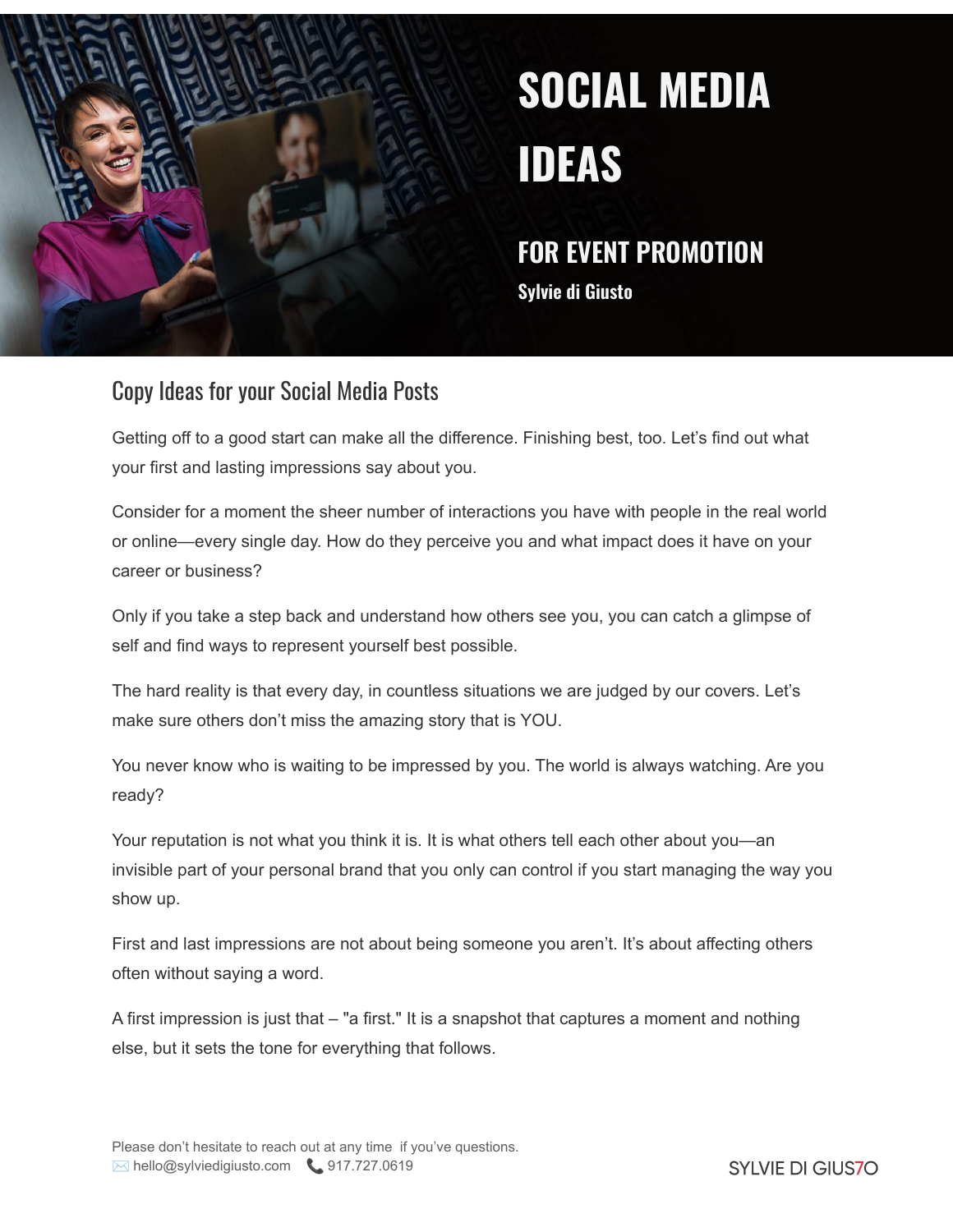# SOCIAL MEDIA IDEAS

## FOR EVENT PROMOTION

**Sylvie di Giusto**

## Copy Ideas for your Social Media Posts

Getting off to a good start can make all the difference. Finishing best, too. Let's find out what your first and lasting impressions say about you.

Consider for a moment the sheer number of interactions you have with people in the real world or online—every single day. How do they perceive you and what impact does it have on your career or business?

Only if you take a step back and understand how others see you, you can catch a glimpse of self and find ways to represent yourself best possible.

The hard reality is that every day, in countless situations we are judged by our covers. Let's make sure others don't miss the amazing story that is YOU.

You never know who is waiting to be impressed by you. The world is always watching. Are you ready?

Your reputation is not what you think it is. It is what others tell each other about you—an invisible part of your personal brand that you only can control if you start managing the way you show up.

First and last impressions are not about being someone you aren't. It's about affecting others often without saying a word.

A first impression is just that – "a first." It is a snapshot that captures a moment and nothing else, but it sets the tone for everything that follows.

Please don't hesitate to reach out at any time if you've questions.
✉️ hello@sylviedigiusto.com 📞 917.727.0619

SYLVIE DI GIUS7O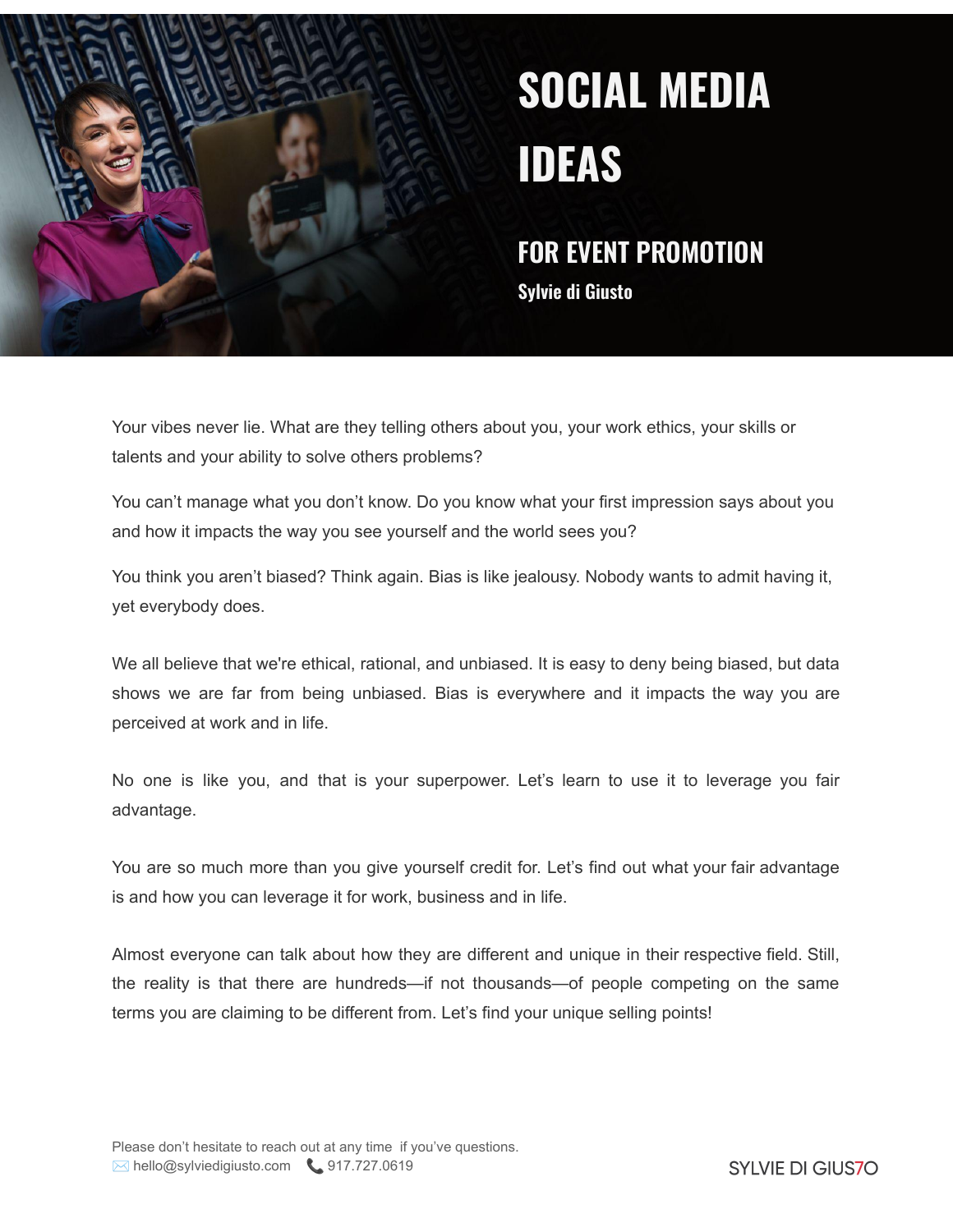# SOCIAL MEDIA IDEAS

## FOR EVENT PROMOTION

**Sylvie di Giusto**

Your vibes never lie. What are they telling others about you, your work ethics, your skills or talents and your ability to solve others problems?

You can't manage what you don't know. Do you know what your first impression says about you and how it impacts the way you see yourself and the world sees you?

You think you aren't biased? Think again. Bias is like jealousy. Nobody wants to admit having it, yet everybody does.

We all believe that we're ethical, rational, and unbiased. It is easy to deny being biased, but data shows we are far from being unbiased. Bias is everywhere and it impacts the way you are perceived at work and in life.

No one is like you, and that is your superpower. Let's learn to use it to leverage you fair advantage.

You are so much more than you give yourself credit for. Let's find out what your fair advantage is and how you can leverage it for work, business and in life.

Almost everyone can talk about how they are different and unique in their respective field. Still, the reality is that there are hundreds—if not thousands—of people competing on the same terms you are claiming to be different from. Let's find your unique selling points!

Please don't hesitate to reach out at any time if you've questions.
✉️ hello@sylviedigiusto.com 📞 917.727.0619

SYLVIE DI GIUS7O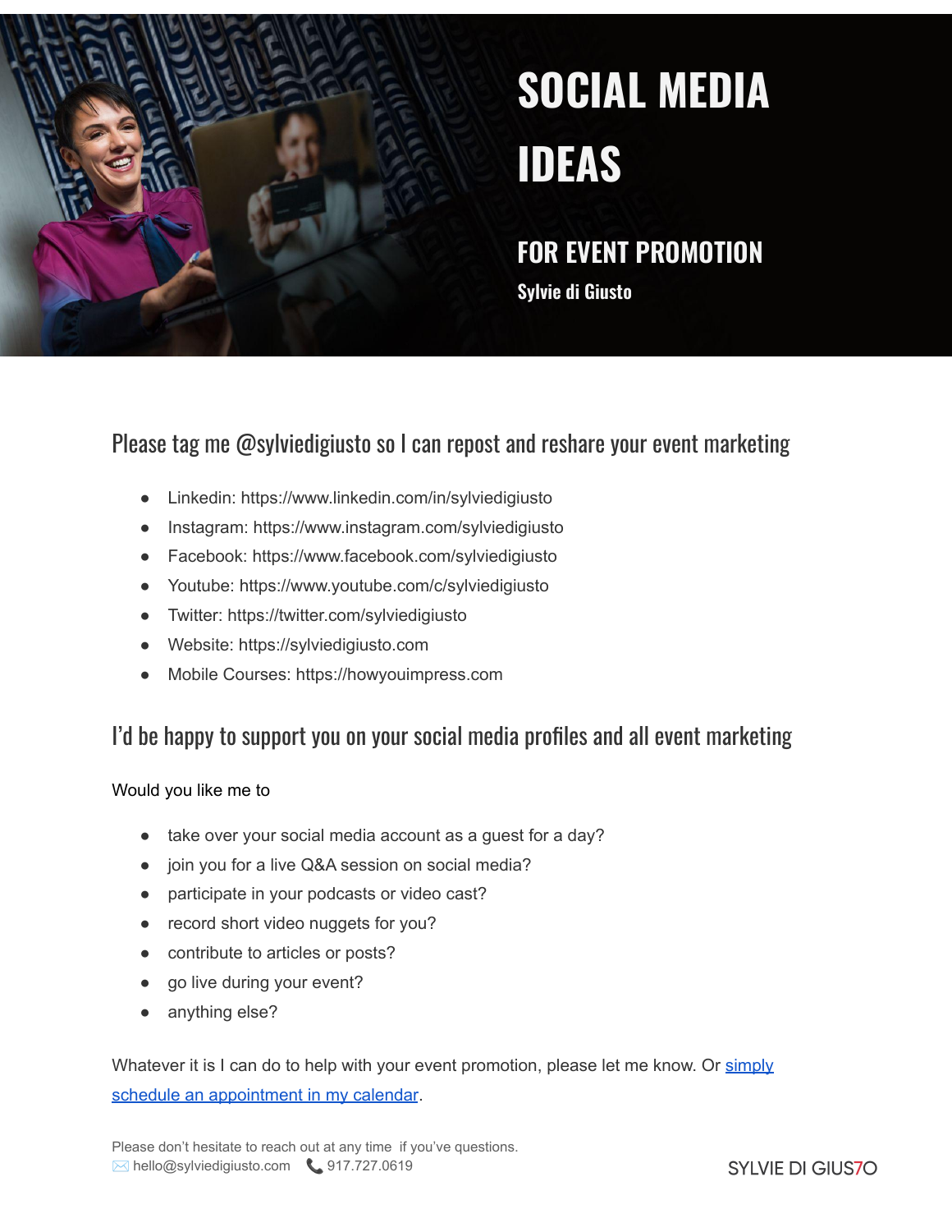# SOCIAL MEDIA IDEAS

## FOR EVENT PROMOTION

**Sylvie di Giusto**

## Please tag me @sylviedigiusto so I can repost and reshare your event marketing

- Linkedin: https://www.linkedin.com/in/sylviedigiusto
- Instagram: https://www.instagram.com/sylviedigiusto
- Facebook: https://www.facebook.com/sylviedigiusto
- Youtube: https://www.youtube.com/c/sylviedigiusto
- Twitter: https://twitter.com/sylviedigiusto
- Website: https://sylviedigiusto.com
- Mobile Courses: https://howyouimpress.com

## I'd be happy to support you on your social media profiles and all event marketing

Would you like me to

- take over your social media account as a guest for a day?
- join you for a live Q&A session on social media?
- participate in your podcasts or video cast?
- record short video nuggets for you?
- contribute to articles or posts?
- go live during your event?
- anything else?

Whatever it is I can do to help with your event promotion, please let me know. Or simply schedule an appointment in my calendar.

Please don't hesitate to reach out at any time if you've questions.
✉️ hello@sylviedigiusto.com 📞 917.727.0619

SYLVIE DI GIUSTO